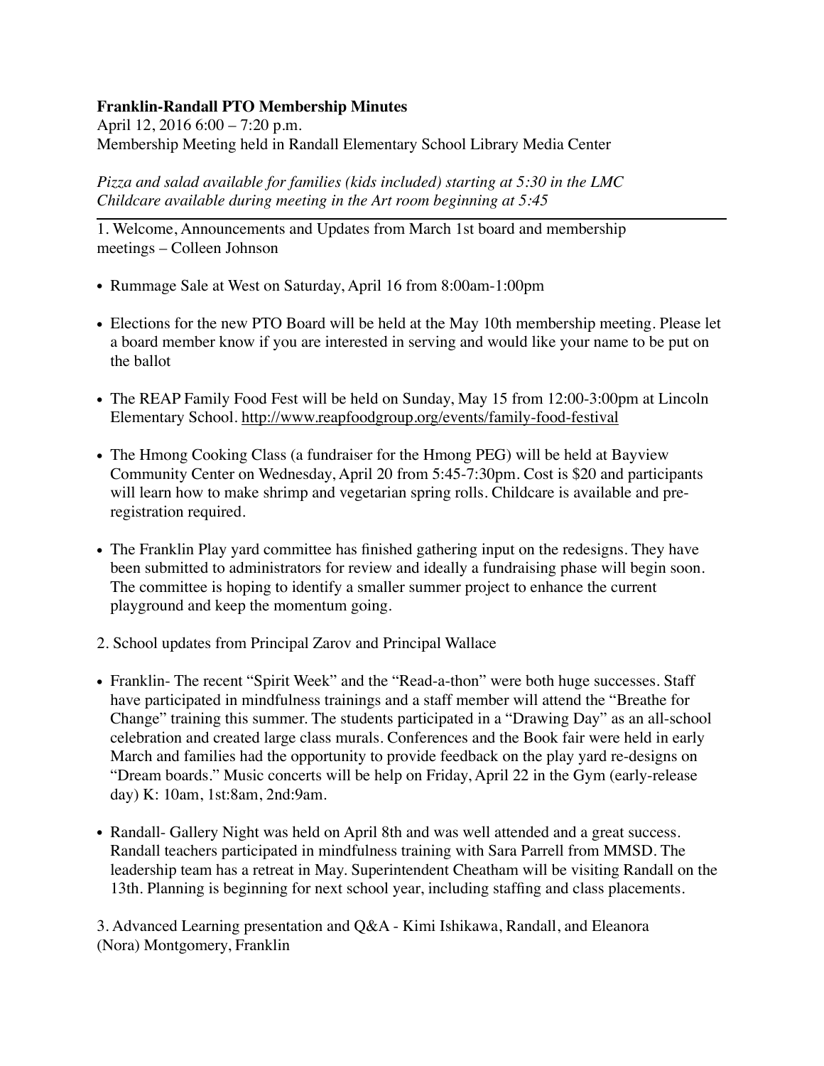**Franklin-Randall PTO Membership Minutes**

April 12, 2016 6:00 – 7:20 p.m.

Membership Meeting held in Randall Elementary School Library Media Center

*Pizza and salad available for families (kids included) starting at 5:30 in the LMC*
*Childcare available during meeting in the Art room beginning at 5:45*

---

1. Welcome, Announcements and Updates from March 1st board and membership meetings – Colleen Johnson

- Rummage Sale at West on Saturday, April 16 from 8:00am-1:00pm
- Elections for the new PTO Board will be held at the May 10th membership meeting. Please let a board member know if you are interested in serving and would like your name to be put on the ballot
- The REAP Family Food Fest will be held on Sunday, May 15 from 12:00-3:00pm at Lincoln Elementary School. http://www.reapfoodgroup.org/events/family-food-festival
- The Hmong Cooking Class (a fundraiser for the Hmong PEG) will be held at Bayview Community Center on Wednesday, April 20 from 5:45-7:30pm. Cost is $20 and participants will learn how to make shrimp and vegetarian spring rolls. Childcare is available and pre-registration required.
- The Franklin Play yard committee has finished gathering input on the redesigns. They have been submitted to administrators for review and ideally a fundraising phase will begin soon. The committee is hoping to identify a smaller summer project to enhance the current playground and keep the momentum going.

2. School updates from Principal Zarov and Principal Wallace

- Franklin- The recent "Spirit Week" and the "Read-a-thon" were both huge successes. Staff have participated in mindfulness trainings and a staff member will attend the "Breathe for Change" training this summer. The students participated in a "Drawing Day" as an all-school celebration and created large class murals. Conferences and the Book fair were held in early March and families had the opportunity to provide feedback on the play yard re-designs on "Dream boards." Music concerts will be help on Friday, April 22 in the Gym (early-release day) K: 10am, 1st:8am, 2nd:9am.
- Randall- Gallery Night was held on April 8th and was well attended and a great success. Randall teachers participated in mindfulness training with Sara Parrell from MMSD. The leadership team has a retreat in May. Superintendent Cheatham will be visiting Randall on the 13th. Planning is beginning for next school year, including staffing and class placements.

3. Advanced Learning presentation and Q&A - Kimi Ishikawa, Randall, and Eleanora (Nora) Montgomery, Franklin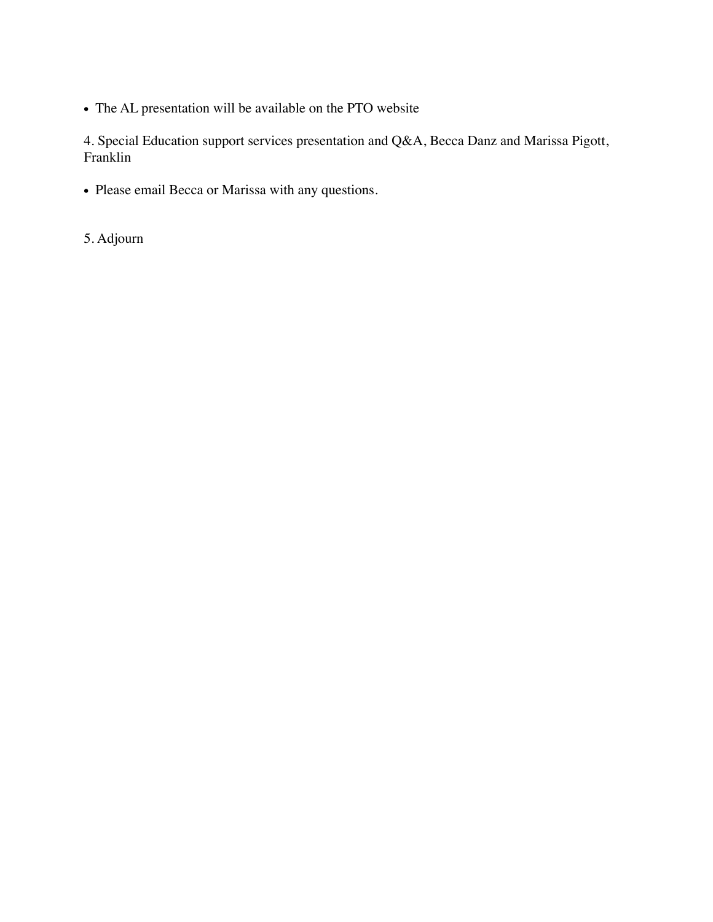- The AL presentation will be available on the PTO website

4. Special Education support services presentation and Q&A, Becca Danz and Marissa Pigott, Franklin

- Please email Becca or Marissa with any questions.

5. Adjourn